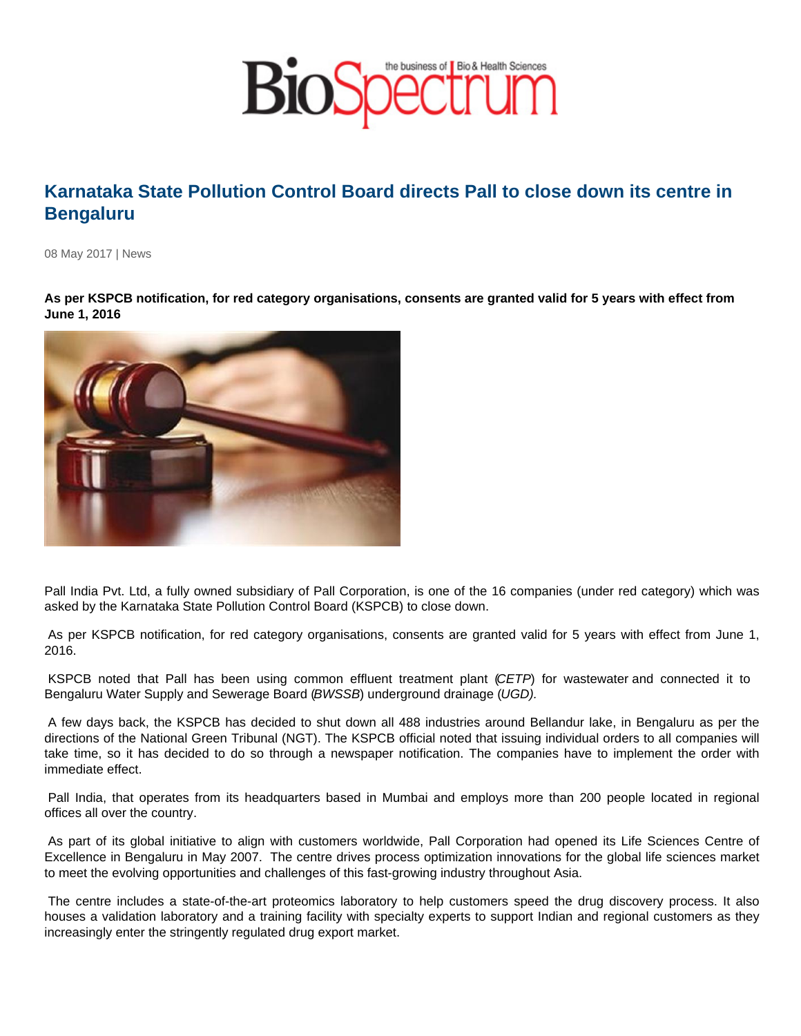# Karnataka State Pollution Control Board directs Pall to close down its centre in Bengaluru

08 May 2017 | News

**As per KSPCB notification, for red category organisations, consents are granted valid for 5 years with effect from June 1, 2016**

Pall India Pvt. Ltd, a fully owned subsidiary of Pall Corporation, is one of the 16 companies (under red category) which was asked by the Karnataka State Pollution Control Board (KSPCB) to close down.

As per KSPCB notification, for red category organisations, consents are granted valid for 5 years with effect from June 1, 2016.

KSPCB noted that Pall has been using common effluent treatment plant (*CETP*) for wastewater and connected it to Bengaluru Water Supply and Sewerage Board (*BWSSB*) underground drainage (*UGD).*

A few days back, the KSPCB has decided to shut down all 488 industries around Bellandur lake, in Bengaluru as per the directions of the National Green Tribunal (NGT). The KSPCB official noted that issuing individual orders to all companies will take time, so it has decided to do so through a newspaper notification. The companies have to implement the order with immediate effect.

Pall India, that operates from its headquarters based in Mumbai and employs more than 200 people located in regional offices all over the country.

As part of its global initiative to align with customers worldwide, Pall Corporation had opened its Life Sciences Centre of Excellence in Bengaluru in May 2007. The centre drives process optimization innovations for the global life sciences market to meet the evolving opportunities and challenges of this fast-growing industry throughout Asia.

The centre includes a state-of-the-art proteomics laboratory to help customers speed the drug discovery process. It also houses a validation laboratory and a training facility with specialty experts to support Indian and regional customers as they increasingly enter the stringently regulated drug export market.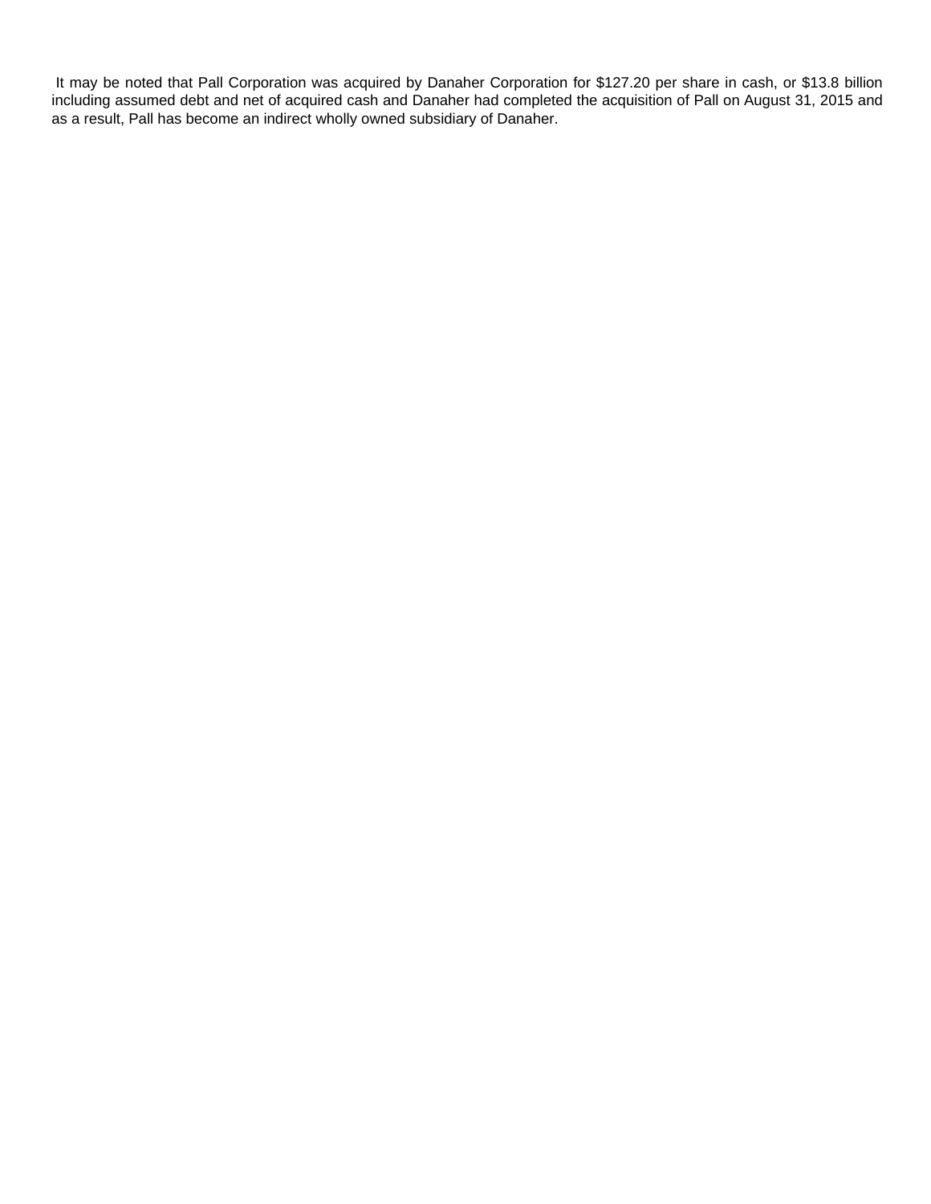It may be noted that Pall Corporation was acquired by Danaher Corporation for $127.20 per share in cash, or $13.8 billion including assumed debt and net of acquired cash and Danaher had completed the acquisition of Pall on August 31, 2015 and as a result, Pall has become an indirect wholly owned subsidiary of Danaher.